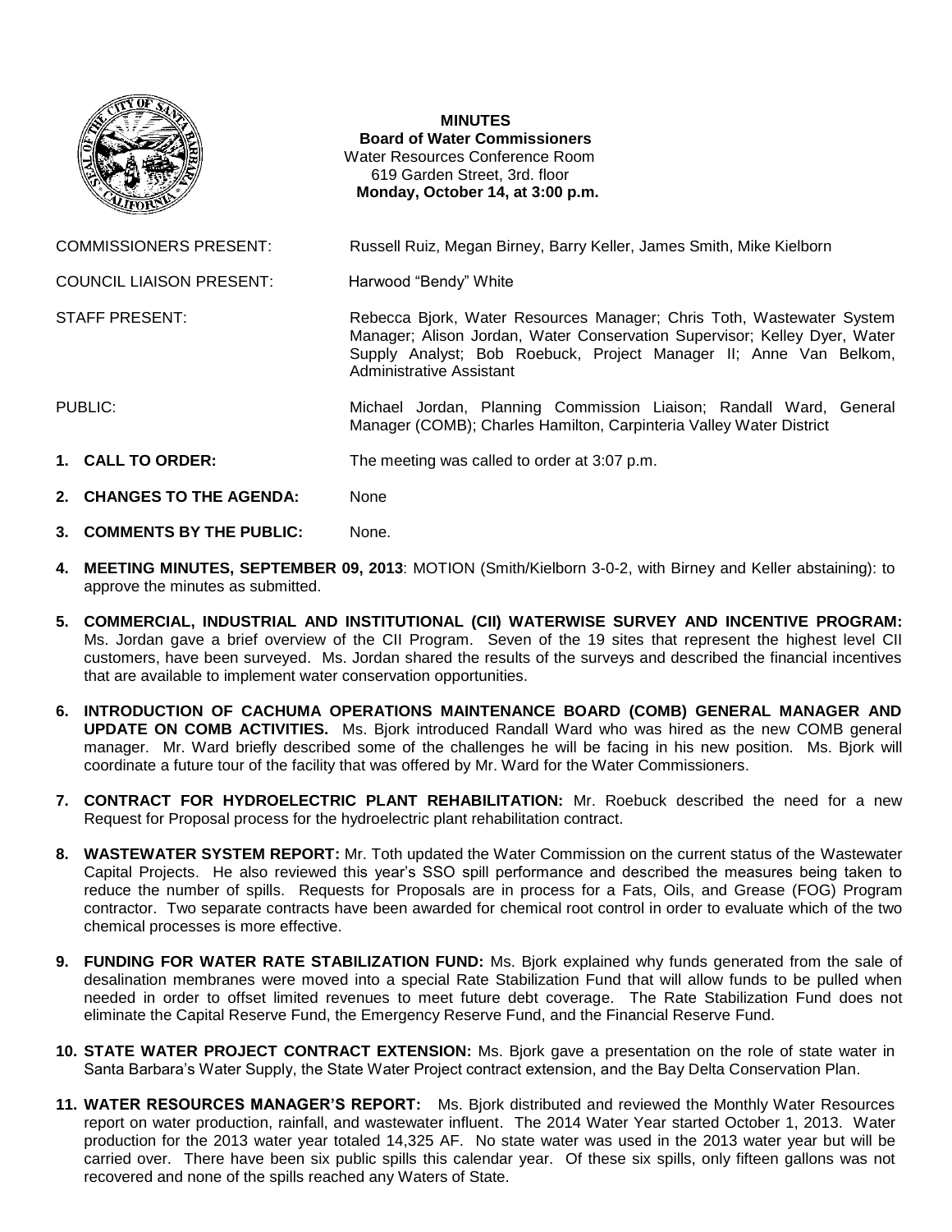**MINUTES**
**Board of Water Commissioners**
Water Resources Conference Room
619 Garden Street, 3rd. floor
**Monday, October 14, at 3:00 p.m.**

COMMISSIONERS PRESENT: Russell Ruiz, Megan Birney, Barry Keller, James Smith, Mike Kielborn

COUNCIL LIAISON PRESENT: Harwood "Bendy" White

STAFF PRESENT: Rebecca Bjork, Water Resources Manager; Chris Toth, Wastewater System Manager; Alison Jordan, Water Conservation Supervisor; Kelley Dyer, Water Supply Analyst; Bob Roebuck, Project Manager II; Anne Van Belkom, Administrative Assistant

PUBLIC: Michael Jordan, Planning Commission Liaison; Randall Ward, General Manager (COMB); Charles Hamilton, Carpinteria Valley Water District

1. **CALL TO ORDER:** The meeting was called to order at 3:07 p.m.

2. **CHANGES TO THE AGENDA:** None

3. **COMMENTS BY THE PUBLIC:** None.

4. **MEETING MINUTES, SEPTEMBER 09, 2013**: MOTION (Smith/Kielborn 3-0-2, with Birney and Keller abstaining): to approve the minutes as submitted.

5. **COMMERCIAL, INDUSTRIAL AND INSTITUTIONAL (CII) WATERWISE SURVEY AND INCENTIVE PROGRAM:** Ms. Jordan gave a brief overview of the CII Program. Seven of the 19 sites that represent the highest level CII customers, have been surveyed. Ms. Jordan shared the results of the surveys and described the financial incentives that are available to implement water conservation opportunities.

6. **INTRODUCTION OF CACHUMA OPERATIONS MAINTENANCE BOARD (COMB) GENERAL MANAGER AND UPDATE ON COMB ACTIVITIES.** Ms. Bjork introduced Randall Ward who was hired as the new COMB general manager. Mr. Ward briefly described some of the challenges he will be facing in his new position. Ms. Bjork will coordinate a future tour of the facility that was offered by Mr. Ward for the Water Commissioners.

7. **CONTRACT FOR HYDROELECTRIC PLANT REHABILITATION:** Mr. Roebuck described the need for a new Request for Proposal process for the hydroelectric plant rehabilitation contract.

8. **WASTEWATER SYSTEM REPORT:** Mr. Toth updated the Water Commission on the current status of the Wastewater Capital Projects. He also reviewed this year's SSO spill performance and described the measures being taken to reduce the number of spills. Requests for Proposals are in process for a Fats, Oils, and Grease (FOG) Program contractor. Two separate contracts have been awarded for chemical root control in order to evaluate which of the two chemical processes is more effective.

9. **FUNDING FOR WATER RATE STABILIZATION FUND:** Ms. Bjork explained why funds generated from the sale of desalination membranes were moved into a special Rate Stabilization Fund that will allow funds to be pulled when needed in order to offset limited revenues to meet future debt coverage. The Rate Stabilization Fund does not eliminate the Capital Reserve Fund, the Emergency Reserve Fund, and the Financial Reserve Fund.

10. **STATE WATER PROJECT CONTRACT EXTENSION:** Ms. Bjork gave a presentation on the role of state water in Santa Barbara's Water Supply, the State Water Project contract extension, and the Bay Delta Conservation Plan.

11. **WATER RESOURCES MANAGER'S REPORT:** Ms. Bjork distributed and reviewed the Monthly Water Resources report on water production, rainfall, and wastewater influent. The 2014 Water Year started October 1, 2013. Water production for the 2013 water year totaled 14,325 AF. No state water was used in the 2013 water year but will be carried over. There have been six public spills this calendar year. Of these six spills, only fifteen gallons was not recovered and none of the spills reached any Waters of State.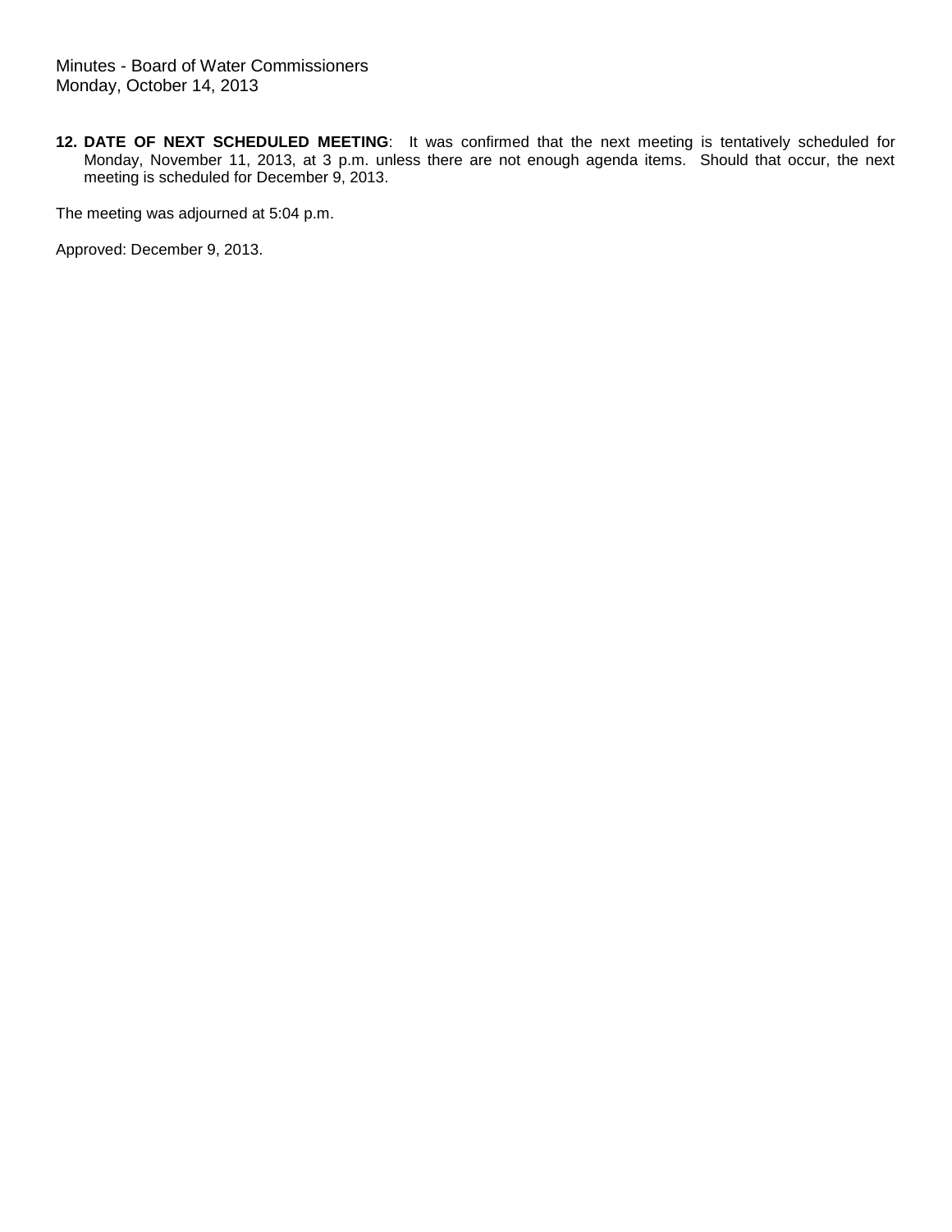**12. DATE OF NEXT SCHEDULED MEETING**: It was confirmed that the next meeting is tentatively scheduled for Monday, November 11, 2013, at 3 p.m. unless there are not enough agenda items. Should that occur, the next meeting is scheduled for December 9, 2013.

The meeting was adjourned at 5:04 p.m.

Approved: December 9, 2013.